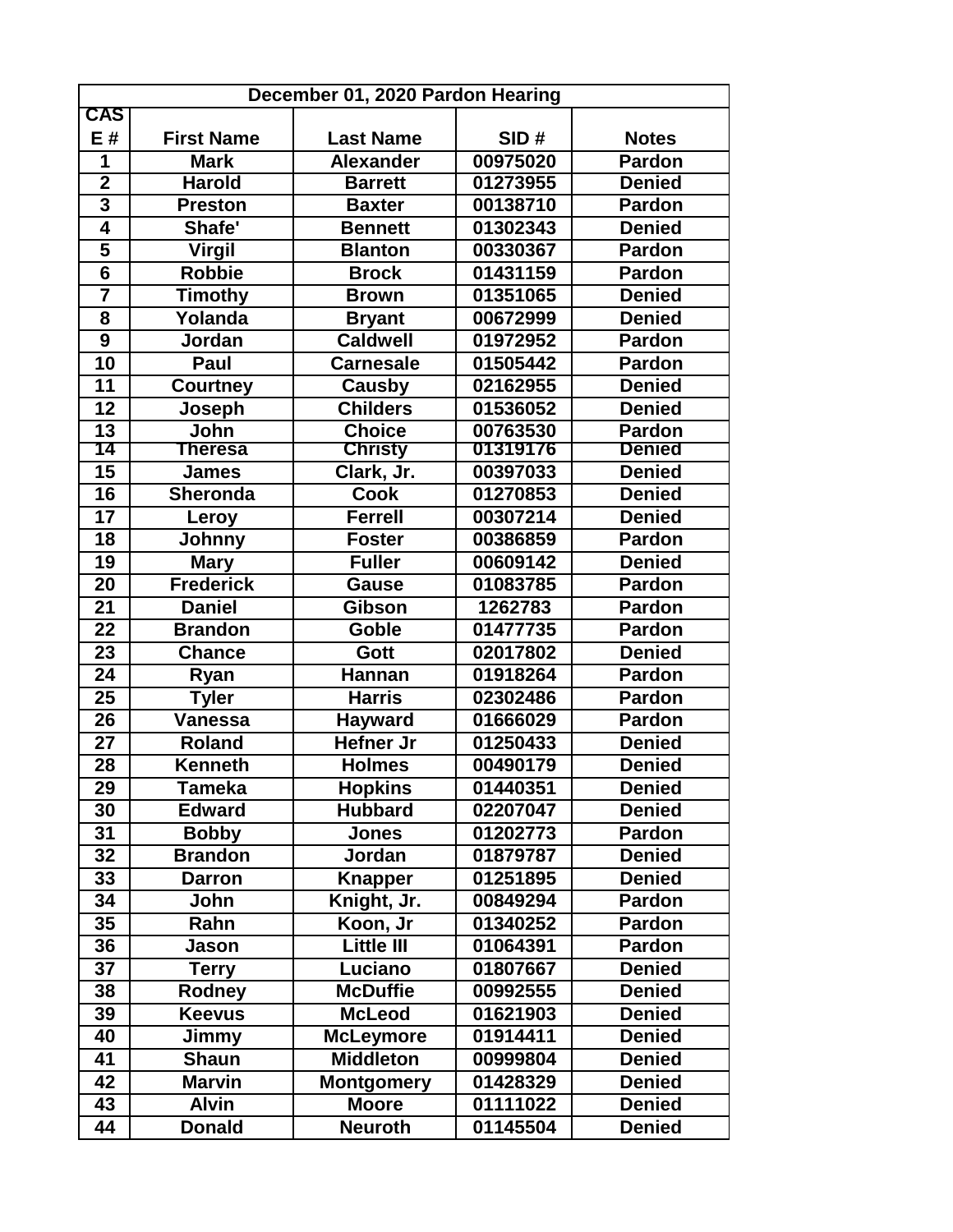| December 01, 2020 Pardon Hearing | | | | |
|---|---|---|---|---|
| CASE # | First Name | Last Name | SID # | Notes |
| 1 | Mark | Alexander | 00975020 | Pardon |
| 2 | Harold | Barrett | 01273955 | Denied |
| 3 | Preston | Baxter | 00138710 | Pardon |
| 4 | Shafe' | Bennett | 01302343 | Denied |
| 5 | Virgil | Blanton | 00330367 | Pardon |
| 6 | Robbie | Brock | 01431159 | Pardon |
| 7 | Timothy | Brown | 01351065 | Denied |
| 8 | Yolanda | Bryant | 00672999 | Denied |
| 9 | Jordan | Caldwell | 01972952 | Pardon |
| 10 | Paul | Carnesale | 01505442 | Pardon |
| 11 | Courtney | Causby | 02162955 | Denied |
| 12 | Joseph | Childers | 01536052 | Denied |
| 13 | John | Choice | 00763530 | Pardon |
| 14 | Theresa | Christy | 01319176 | Denied |
| 15 | James | Clark, Jr. | 00397033 | Denied |
| 16 | Sheronda | Cook | 01270853 | Denied |
| 17 | Leroy | Ferrell | 00307214 | Denied |
| 18 | Johnny | Foster | 00386859 | Pardon |
| 19 | Mary | Fuller | 00609142 | Denied |
| 20 | Frederick | Gause | 01083785 | Pardon |
| 21 | Daniel | Gibson | 1262783 | Pardon |
| 22 | Brandon | Goble | 01477735 | Pardon |
| 23 | Chance | Gott | 02017802 | Denied |
| 24 | Ryan | Hannan | 01918264 | Pardon |
| 25 | Tyler | Harris | 02302486 | Pardon |
| 26 | Vanessa | Hayward | 01666029 | Pardon |
| 27 | Roland | Hefner Jr | 01250433 | Denied |
| 28 | Kenneth | Holmes | 00490179 | Denied |
| 29 | Tameka | Hopkins | 01440351 | Denied |
| 30 | Edward | Hubbard | 02207047 | Denied |
| 31 | Bobby | Jones | 01202773 | Pardon |
| 32 | Brandon | Jordan | 01879787 | Denied |
| 33 | Darron | Knapper | 01251895 | Denied |
| 34 | John | Knight, Jr. | 00849294 | Pardon |
| 35 | Rahn | Koon, Jr | 01340252 | Pardon |
| 36 | Jason | Little III | 01064391 | Pardon |
| 37 | Terry | Luciano | 01807667 | Denied |
| 38 | Rodney | McDuffie | 00992555 | Denied |
| 39 | Keevus | McLeod | 01621903 | Denied |
| 40 | Jimmy | McLeymore | 01914411 | Denied |
| 41 | Shaun | Middleton | 00999804 | Denied |
| 42 | Marvin | Montgomery | 01428329 | Denied |
| 43 | Alvin | Moore | 01111022 | Denied |
| 44 | Donald | Neuroth | 01145504 | Denied |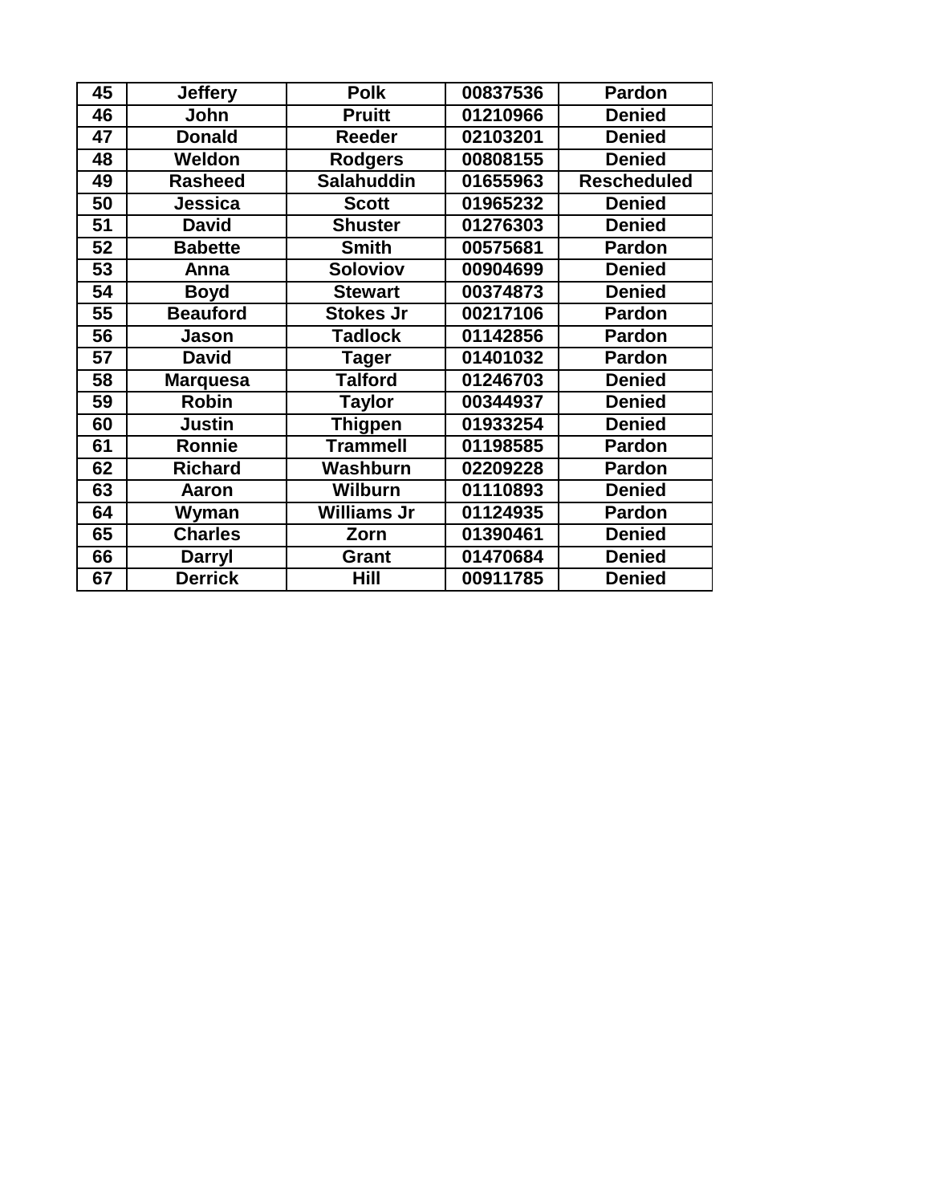| | | | | |
|---|---|---|---|---|
| 45 | Jeffery | Polk | 00837536 | Pardon |
| 46 | John | Pruitt | 01210966 | Denied |
| 47 | Donald | Reeder | 02103201 | Denied |
| 48 | Weldon | Rodgers | 00808155 | Denied |
| 49 | Rasheed | Salahuddin | 01655963 | Rescheduled |
| 50 | Jessica | Scott | 01965232 | Denied |
| 51 | David | Shuster | 01276303 | Denied |
| 52 | Babette | Smith | 00575681 | Pardon |
| 53 | Anna | Soloviov | 00904699 | Denied |
| 54 | Boyd | Stewart | 00374873 | Denied |
| 55 | Beauford | Stokes Jr | 00217106 | Pardon |
| 56 | Jason | Tadlock | 01142856 | Pardon |
| 57 | David | Tager | 01401032 | Pardon |
| 58 | Marquesa | Talford | 01246703 | Denied |
| 59 | Robin | Taylor | 00344937 | Denied |
| 60 | Justin | Thigpen | 01933254 | Denied |
| 61 | Ronnie | Trammell | 01198585 | Pardon |
| 62 | Richard | Washburn | 02209228 | Pardon |
| 63 | Aaron | Wilburn | 01110893 | Denied |
| 64 | Wyman | Williams Jr | 01124935 | Pardon |
| 65 | Charles | Zorn | 01390461 | Denied |
| 66 | Darryl | Grant | 01470684 | Denied |
| 67 | Derrick | Hill | 00911785 | Denied |